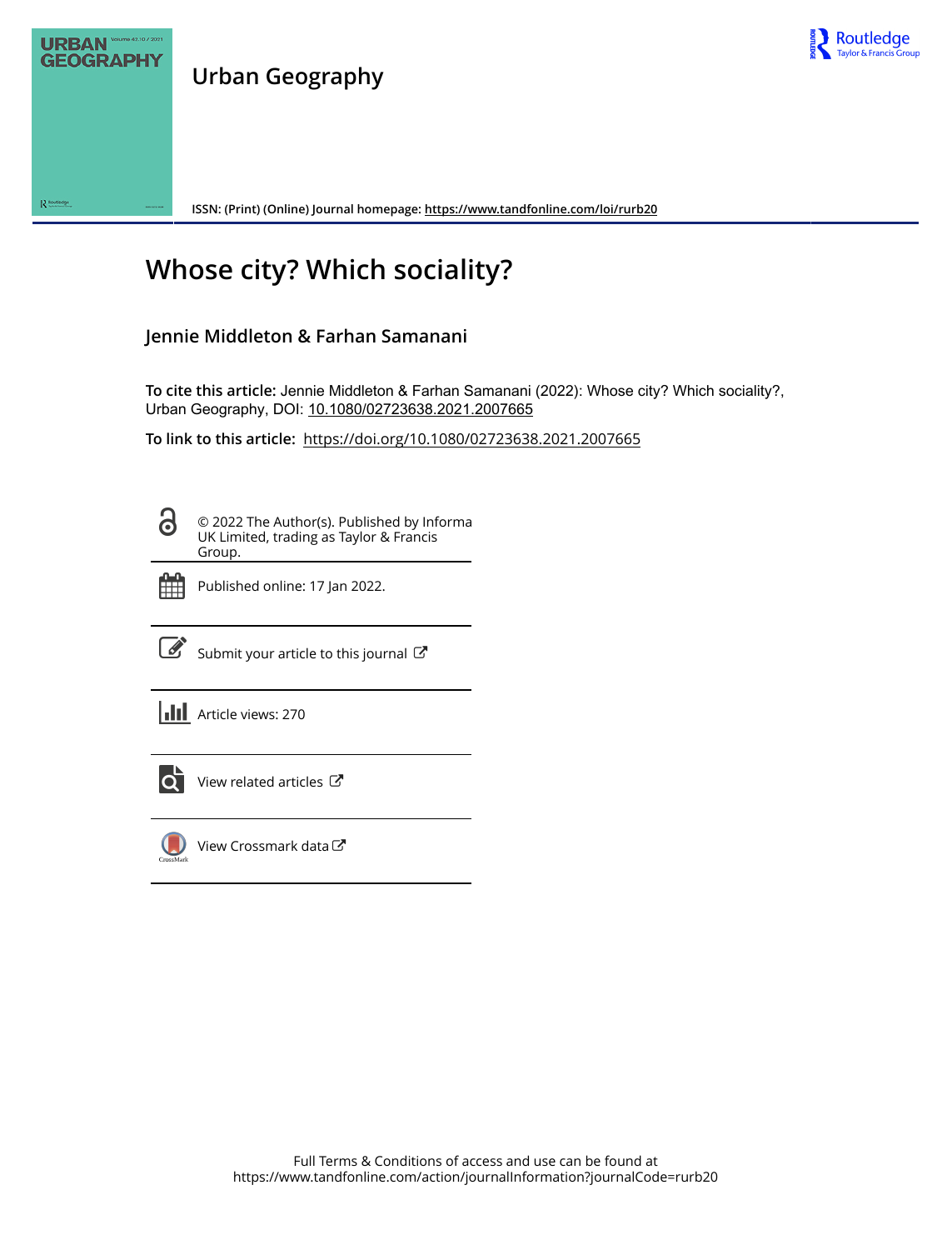Urban Geography

ISSN: (Print) (Online) Journal homepage: https://www.tandfonline.com/loi/rurb20

# Whose city? Which sociality?

## Jennie Middleton & Farhan Samanani

**To cite this article:** Jennie Middleton & Farhan Samanani (2022): Whose city? Which sociality?, Urban Geography, DOI: 10.1080/02723638.2021.2007665

**To link to this article:** https://doi.org/10.1080/02723638.2021.2007665

© 2022 The Author(s). Published by Informa UK Limited, trading as Taylor & Francis Group.

Published online: 17 Jan 2022.

Submit your article to this journal

Article views: 270

View related articles

View Crossmark data

Full Terms & Conditions of access and use can be found at https://www.tandfonline.com/action/journalInformation?journalCode=rurb20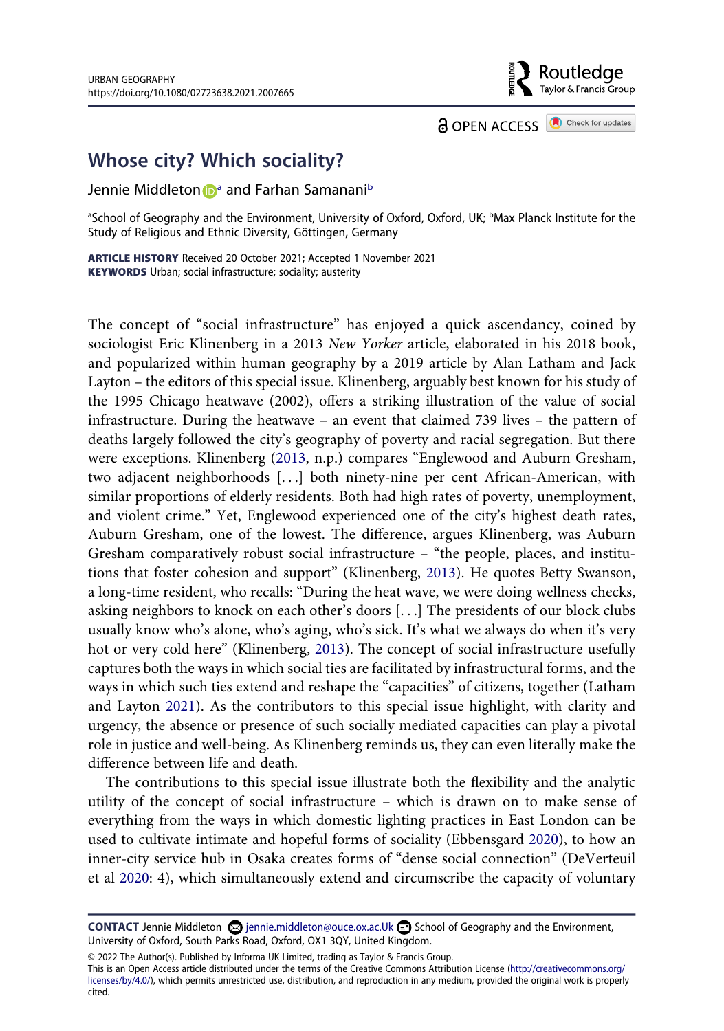URBAN GEOGRAPHY
https://doi.org/10.1080/02723638.2021.2007665

OPEN ACCESS

# Whose city? Which sociality?

Jennie Middleton[a] and Farhan Samanani[b]

[a]School of Geography and the Environment, University of Oxford, Oxford, UK; [b]Max Planck Institute for the Study of Religious and Ethnic Diversity, Göttingen, Germany

**ARTICLE HISTORY** Received 20 October 2021; Accepted 1 November 2021
**KEYWORDS** Urban; social infrastructure; sociality; austerity

The concept of "social infrastructure" has enjoyed a quick ascendancy, coined by sociologist Eric Klinenberg in a 2013 *New Yorker* article, elaborated in his 2018 book, and popularized within human geography by a 2019 article by Alan Latham and Jack Layton – the editors of this special issue. Klinenberg, arguably best known for his study of the 1995 Chicago heatwave (2002), offers a striking illustration of the value of social infrastructure. During the heatwave – an event that claimed 739 lives – the pattern of deaths largely followed the city's geography of poverty and racial segregation. But there were exceptions. Klinenberg (2013, n.p.) compares "Englewood and Auburn Gresham, two adjacent neighborhoods [...] both ninety-nine per cent African-American, with similar proportions of elderly residents. Both had high rates of poverty, unemployment, and violent crime." Yet, Englewood experienced one of the city's highest death rates, Auburn Gresham, one of the lowest. The difference, argues Klinenberg, was Auburn Gresham comparatively robust social infrastructure – "the people, places, and institutions that foster cohesion and support" (Klinenberg, 2013). He quotes Betty Swanson, a long-time resident, who recalls: "During the heat wave, we were doing wellness checks, asking neighbors to knock on each other's doors [...] The presidents of our block clubs usually know who's alone, who's aging, who's sick. It's what we always do when it's very hot or very cold here" (Klinenberg, 2013). The concept of social infrastructure usefully captures both the ways in which social ties are facilitated by infrastructural forms, and the ways in which such ties extend and reshape the "capacities" of citizens, together (Latham and Layton 2021). As the contributors to this special issue highlight, with clarity and urgency, the absence or presence of such socially mediated capacities can play a pivotal role in justice and well-being. As Klinenberg reminds us, they can even literally make the difference between life and death.

The contributions to this special issue illustrate both the flexibility and the analytic utility of the concept of social infrastructure – which is drawn on to make sense of everything from the ways in which domestic lighting practices in East London can be used to cultivate intimate and hopeful forms of sociality (Ebbensgard 2020), to how an inner-city service hub in Osaka creates forms of "dense social connection" (DeVerteuil et al 2020: 4), which simultaneously extend and circumscribe the capacity of voluntary

**CONTACT** Jennie Middleton jennie.middleton@ouce.ox.ac.uk School of Geography and the Environment, University of Oxford, South Parks Road, Oxford, OX1 3QY, United Kingdom.

© 2022 The Author(s). Published by Informa UK Limited, trading as Taylor & Francis Group.
This is an Open Access article distributed under the terms of the Creative Commons Attribution License (http://creativecommons.org/licenses/by/4.0/), which permits unrestricted use, distribution, and reproduction in any medium, provided the original work is properly cited.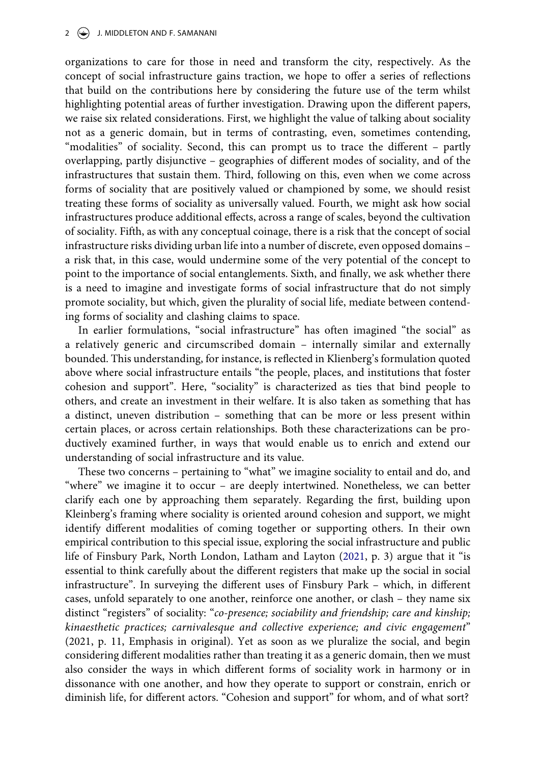organizations to care for those in need and transform the city, respectively. As the concept of social infrastructure gains traction, we hope to offer a series of reflections that build on the contributions here by considering the future use of the term whilst highlighting potential areas of further investigation. Drawing upon the different papers, we raise six related considerations. First, we highlight the value of talking about sociality not as a generic domain, but in terms of contrasting, even, sometimes contending, "modalities" of sociality. Second, this can prompt us to trace the different – partly overlapping, partly disjunctive – geographies of different modes of sociality, and of the infrastructures that sustain them. Third, following on this, even when we come across forms of sociality that are positively valued or championed by some, we should resist treating these forms of sociality as universally valued. Fourth, we might ask how social infrastructures produce additional effects, across a range of scales, beyond the cultivation of sociality. Fifth, as with any conceptual coinage, there is a risk that the concept of social infrastructure risks dividing urban life into a number of discrete, even opposed domains – a risk that, in this case, would undermine some of the very potential of the concept to point to the importance of social entanglements. Sixth, and finally, we ask whether there is a need to imagine and investigate forms of social infrastructure that do not simply promote sociality, but which, given the plurality of social life, mediate between contending forms of sociality and clashing claims to space.

In earlier formulations, "social infrastructure" has often imagined "the social" as a relatively generic and circumscribed domain – internally similar and externally bounded. This understanding, for instance, is reflected in Klienberg's formulation quoted above where social infrastructure entails "the people, places, and institutions that foster cohesion and support". Here, "sociality" is characterized as ties that bind people to others, and create an investment in their welfare. It is also taken as something that has a distinct, uneven distribution – something that can be more or less present within certain places, or across certain relationships. Both these characterizations can be productively examined further, in ways that would enable us to enrich and extend our understanding of social infrastructure and its value.

These two concerns – pertaining to "what" we imagine sociality to entail and do, and "where" we imagine it to occur – are deeply intertwined. Nonetheless, we can better clarify each one by approaching them separately. Regarding the first, building upon Kleinberg's framing where sociality is oriented around cohesion and support, we might identify different modalities of coming together or supporting others. In their own empirical contribution to this special issue, exploring the social infrastructure and public life of Finsbury Park, North London, Latham and Layton (2021, p. 3) argue that it "is essential to think carefully about the different registers that make up the social in social infrastructure". In surveying the different uses of Finsbury Park – which, in different cases, unfold separately to one another, reinforce one another, or clash – they name six distinct "registers" of sociality: "*co-presence; sociability and friendship; care and kinship; kinaesthetic practices; carnivalesque and collective experience; and civic engagement*" (2021, p. 11, Emphasis in original). Yet as soon as we pluralize the social, and begin considering different modalities rather than treating it as a generic domain, then we must also consider the ways in which different forms of sociality work in harmony or in dissonance with one another, and how they operate to support or constrain, enrich or diminish life, for different actors. "Cohesion and support" for whom, and of what sort?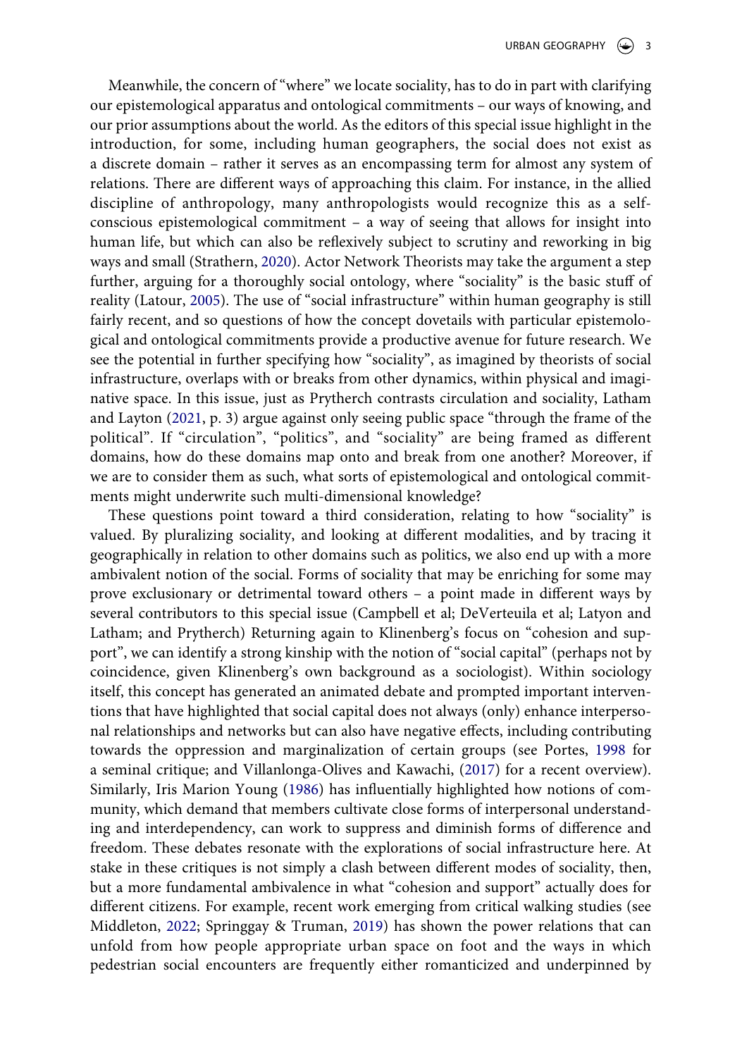Meanwhile, the concern of "where" we locate sociality, has to do in part with clarifying our epistemological apparatus and ontological commitments – our ways of knowing, and our prior assumptions about the world. As the editors of this special issue highlight in the introduction, for some, including human geographers, the social does not exist as a discrete domain – rather it serves as an encompassing term for almost any system of relations. There are different ways of approaching this claim. For instance, in the allied discipline of anthropology, many anthropologists would recognize this as a self-conscious epistemological commitment – a way of seeing that allows for insight into human life, but which can also be reflexively subject to scrutiny and reworking in big ways and small (Strathern, 2020). Actor Network Theorists may take the argument a step further, arguing for a thoroughly social ontology, where "sociality" is the basic stuff of reality (Latour, 2005). The use of "social infrastructure" within human geography is still fairly recent, and so questions of how the concept dovetails with particular epistemological and ontological commitments provide a productive avenue for future research. We see the potential in further specifying how "sociality", as imagined by theorists of social infrastructure, overlaps with or breaks from other dynamics, within physical and imaginative space. In this issue, just as Prytherch contrasts circulation and sociality, Latham and Layton (2021, p. 3) argue against only seeing public space "through the frame of the political". If "circulation", "politics", and "sociality" are being framed as different domains, how do these domains map onto and break from one another? Moreover, if we are to consider them as such, what sorts of epistemological and ontological commitments might underwrite such multi-dimensional knowledge?

These questions point toward a third consideration, relating to how "sociality" is valued. By pluralizing sociality, and looking at different modalities, and by tracing it geographically in relation to other domains such as politics, we also end up with a more ambivalent notion of the social. Forms of sociality that may be enriching for some may prove exclusionary or detrimental toward others – a point made in different ways by several contributors to this special issue (Campbell et al; DeVerteuila et al; Latyon and Latham; and Prytherch) Returning again to Klinenberg's focus on "cohesion and support", we can identify a strong kinship with the notion of "social capital" (perhaps not by coincidence, given Klinenberg's own background as a sociologist). Within sociology itself, this concept has generated an animated debate and prompted important interventions that have highlighted that social capital does not always (only) enhance interpersonal relationships and networks but can also have negative effects, including contributing towards the oppression and marginalization of certain groups (see Portes, 1998 for a seminal critique; and Villanlonga-Olives and Kawachi, (2017) for a recent overview). Similarly, Iris Marion Young (1986) has influentially highlighted how notions of community, which demand that members cultivate close forms of interpersonal understanding and interdependency, can work to suppress and diminish forms of difference and freedom. These debates resonate with the explorations of social infrastructure here. At stake in these critiques is not simply a clash between different modes of sociality, then, but a more fundamental ambivalence in what "cohesion and support" actually does for different citizens. For example, recent work emerging from critical walking studies (see Middleton, 2022; Springgay & Truman, 2019) has shown the power relations that can unfold from how people appropriate urban space on foot and the ways in which pedestrian social encounters are frequently either romanticized and underpinned by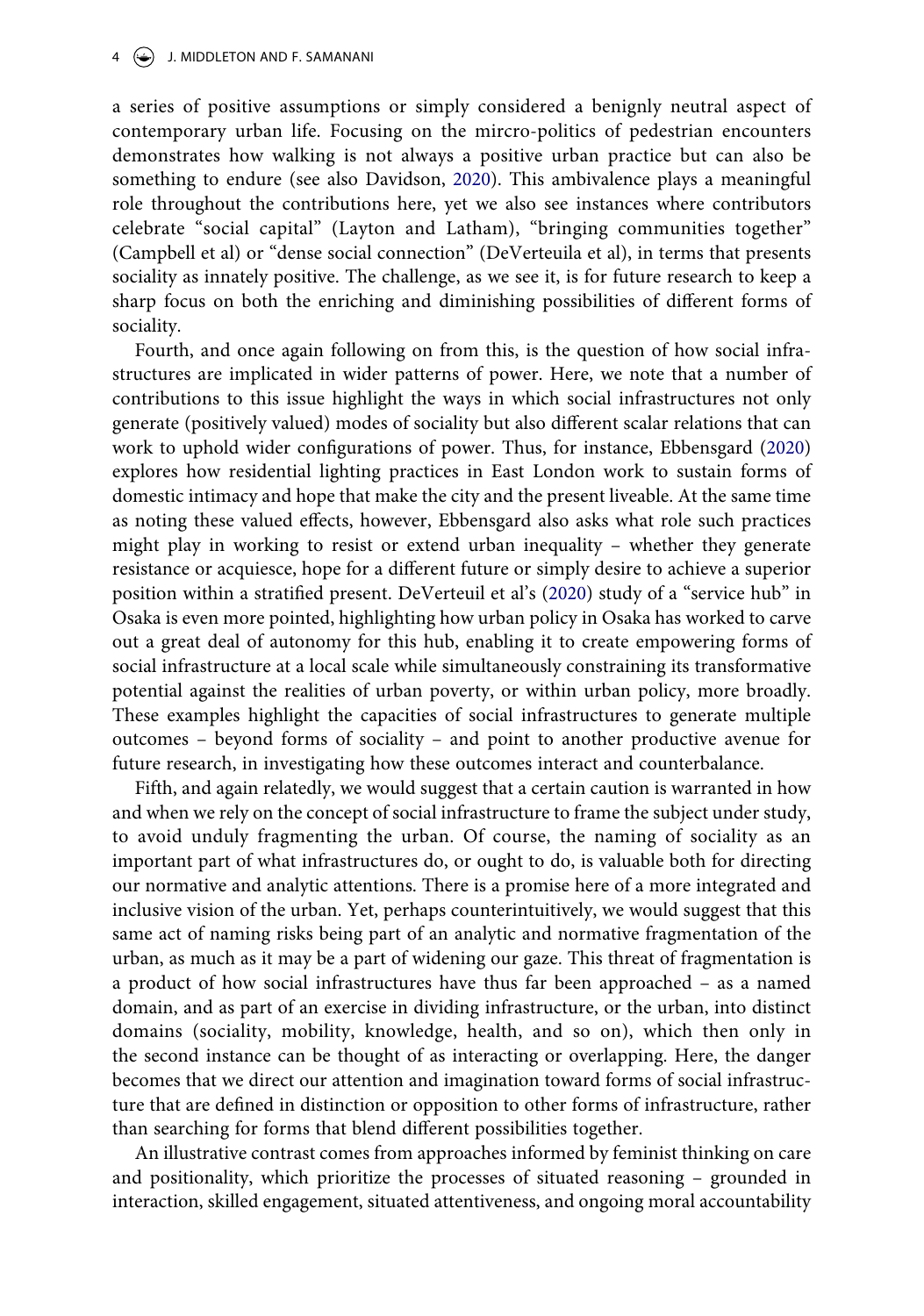a series of positive assumptions or simply considered a benignly neutral aspect of contemporary urban life. Focusing on the mircro-politics of pedestrian encounters demonstrates how walking is not always a positive urban practice but can also be something to endure (see also Davidson, 2020). This ambivalence plays a meaningful role throughout the contributions here, yet we also see instances where contributors celebrate "social capital" (Layton and Latham), "bringing communities together" (Campbell et al) or "dense social connection" (DeVerteuila et al), in terms that presents sociality as innately positive. The challenge, as we see it, is for future research to keep a sharp focus on both the enriching and diminishing possibilities of different forms of sociality.

Fourth, and once again following on from this, is the question of how social infrastructures are implicated in wider patterns of power. Here, we note that a number of contributions to this issue highlight the ways in which social infrastructures not only generate (positively valued) modes of sociality but also different scalar relations that can work to uphold wider configurations of power. Thus, for instance, Ebbensgard (2020) explores how residential lighting practices in East London work to sustain forms of domestic intimacy and hope that make the city and the present liveable. At the same time as noting these valued effects, however, Ebbensgard also asks what role such practices might play in working to resist or extend urban inequality – whether they generate resistance or acquiesce, hope for a different future or simply desire to achieve a superior position within a stratified present. DeVerteuil et al's (2020) study of a "service hub" in Osaka is even more pointed, highlighting how urban policy in Osaka has worked to carve out a great deal of autonomy for this hub, enabling it to create empowering forms of social infrastructure at a local scale while simultaneously constraining its transformative potential against the realities of urban poverty, or within urban policy, more broadly. These examples highlight the capacities of social infrastructures to generate multiple outcomes – beyond forms of sociality – and point to another productive avenue for future research, in investigating how these outcomes interact and counterbalance.

Fifth, and again relatedly, we would suggest that a certain caution is warranted in how and when we rely on the concept of social infrastructure to frame the subject under study, to avoid unduly fragmenting the urban. Of course, the naming of sociality as an important part of what infrastructures do, or ought to do, is valuable both for directing our normative and analytic attentions. There is a promise here of a more integrated and inclusive vision of the urban. Yet, perhaps counterintuitively, we would suggest that this same act of naming risks being part of an analytic and normative fragmentation of the urban, as much as it may be a part of widening our gaze. This threat of fragmentation is a product of how social infrastructures have thus far been approached – as a named domain, and as part of an exercise in dividing infrastructure, or the urban, into distinct domains (sociality, mobility, knowledge, health, and so on), which then only in the second instance can be thought of as interacting or overlapping. Here, the danger becomes that we direct our attention and imagination toward forms of social infrastructure that are defined in distinction or opposition to other forms of infrastructure, rather than searching for forms that blend different possibilities together.

An illustrative contrast comes from approaches informed by feminist thinking on care and positionality, which prioritize the processes of situated reasoning – grounded in interaction, skilled engagement, situated attentiveness, and ongoing moral accountability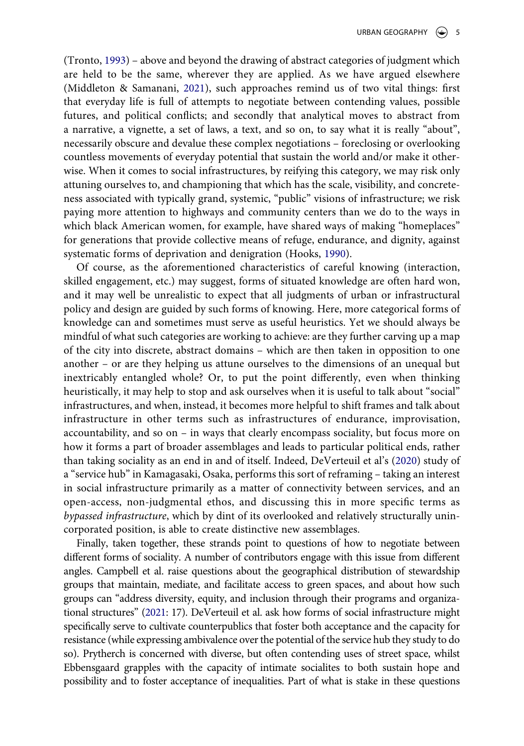(Tronto, 1993) – above and beyond the drawing of abstract categories of judgment which are held to be the same, wherever they are applied. As we have argued elsewhere (Middleton & Samanani, 2021), such approaches remind us of two vital things: first that everyday life is full of attempts to negotiate between contending values, possible futures, and political conflicts; and secondly that analytical moves to abstract from a narrative, a vignette, a set of laws, a text, and so on, to say what it is really "about", necessarily obscure and devalue these complex negotiations – foreclosing or overlooking countless movements of everyday potential that sustain the world and/or make it otherwise. When it comes to social infrastructures, by reifying this category, we may risk only attuning ourselves to, and championing that which has the scale, visibility, and concreteness associated with typically grand, systemic, "public" visions of infrastructure; we risk paying more attention to highways and community centers than we do to the ways in which black American women, for example, have shared ways of making "homeplaces" for generations that provide collective means of refuge, endurance, and dignity, against systematic forms of deprivation and denigration (Hooks, 1990).

Of course, as the aforementioned characteristics of careful knowing (interaction, skilled engagement, etc.) may suggest, forms of situated knowledge are often hard won, and it may well be unrealistic to expect that all judgments of urban or infrastructural policy and design are guided by such forms of knowing. Here, more categorical forms of knowledge can and sometimes must serve as useful heuristics. Yet we should always be mindful of what such categories are working to achieve: are they further carving up a map of the city into discrete, abstract domains – which are then taken in opposition to one another – or are they helping us attune ourselves to the dimensions of an unequal but inextricably entangled whole? Or, to put the point differently, even when thinking heuristically, it may help to stop and ask ourselves when it is useful to talk about "social" infrastructures, and when, instead, it becomes more helpful to shift frames and talk about infrastructure in other terms such as infrastructures of endurance, improvisation, accountability, and so on – in ways that clearly encompass sociality, but focus more on how it forms a part of broader assemblages and leads to particular political ends, rather than taking sociality as an end in and of itself. Indeed, DeVerteuil et al's (2020) study of a "service hub" in Kamagasaki, Osaka, performs this sort of reframing – taking an interest in social infrastructure primarily as a matter of connectivity between services, and an open-access, non-judgmental ethos, and discussing this in more specific terms as *bypassed infrastructure*, which by dint of its overlooked and relatively structurally unincorporated position, is able to create distinctive new assemblages.

Finally, taken together, these strands point to questions of how to negotiate between different forms of sociality. A number of contributors engage with this issue from different angles. Campbell et al. raise questions about the geographical distribution of stewardship groups that maintain, mediate, and facilitate access to green spaces, and about how such groups can "address diversity, equity, and inclusion through their programs and organizational structures" (2021: 17). DeVerteuil et al. ask how forms of social infrastructure might specifically serve to cultivate counterpublics that foster both acceptance and the capacity for resistance (while expressing ambivalence over the potential of the service hub they study to do so). Prytherch is concerned with diverse, but often contending uses of street space, whilst Ebbensgaard grapples with the capacity of intimate socialites to both sustain hope and possibility and to foster acceptance of inequalities. Part of what is stake in these questions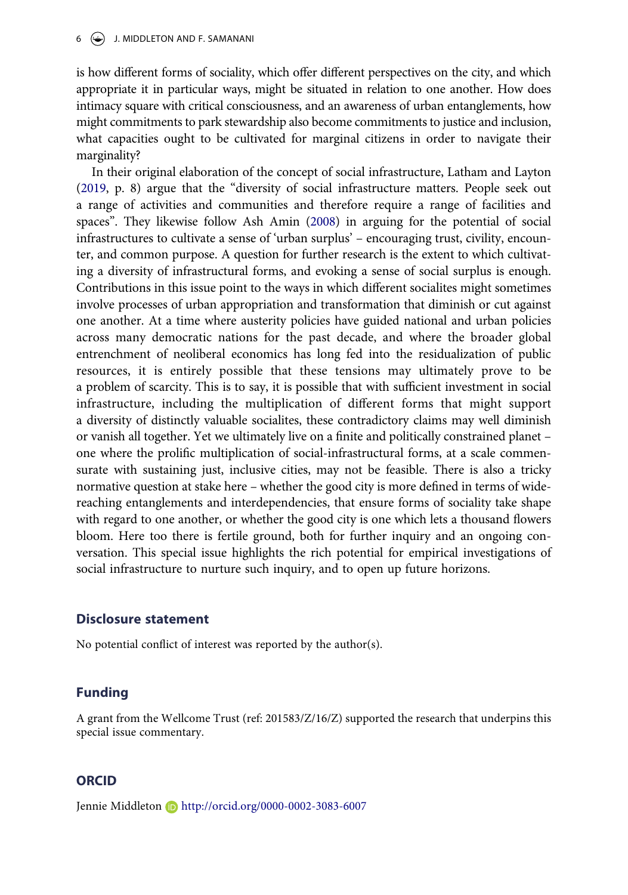is how different forms of sociality, which offer different perspectives on the city, and which appropriate it in particular ways, might be situated in relation to one another. How does intimacy square with critical consciousness, and an awareness of urban entanglements, how might commitments to park stewardship also become commitments to justice and inclusion, what capacities ought to be cultivated for marginal citizens in order to navigate their marginality?

In their original elaboration of the concept of social infrastructure, Latham and Layton (2019, p. 8) argue that the "diversity of social infrastructure matters. People seek out a range of activities and communities and therefore require a range of facilities and spaces". They likewise follow Ash Amin (2008) in arguing for the potential of social infrastructures to cultivate a sense of 'urban surplus' – encouraging trust, civility, encounter, and common purpose. A question for further research is the extent to which cultivating a diversity of infrastructural forms, and evoking a sense of social surplus is enough. Contributions in this issue point to the ways in which different socialites might sometimes involve processes of urban appropriation and transformation that diminish or cut against one another. At a time where austerity policies have guided national and urban policies across many democratic nations for the past decade, and where the broader global entrenchment of neoliberal economics has long fed into the residualization of public resources, it is entirely possible that these tensions may ultimately prove to be a problem of scarcity. This is to say, it is possible that with sufficient investment in social infrastructure, including the multiplication of different forms that might support a diversity of distinctly valuable socialites, these contradictory claims may well diminish or vanish all together. Yet we ultimately live on a finite and politically constrained planet – one where the prolific multiplication of social-infrastructural forms, at a scale commensurate with sustaining just, inclusive cities, may not be feasible. There is also a tricky normative question at stake here – whether the good city is more defined in terms of wide-reaching entanglements and interdependencies, that ensure forms of sociality take shape with regard to one another, or whether the good city is one which lets a thousand flowers bloom. Here too there is fertile ground, both for further inquiry and an ongoing conversation. This special issue highlights the rich potential for empirical investigations of social infrastructure to nurture such inquiry, and to open up future horizons.

## Disclosure statement

No potential conflict of interest was reported by the author(s).

## Funding

A grant from the Wellcome Trust (ref: 201583/Z/16/Z) supported the research that underpins this special issue commentary.

## ORCID

Jennie Middleton http://orcid.org/0000-0002-3083-6007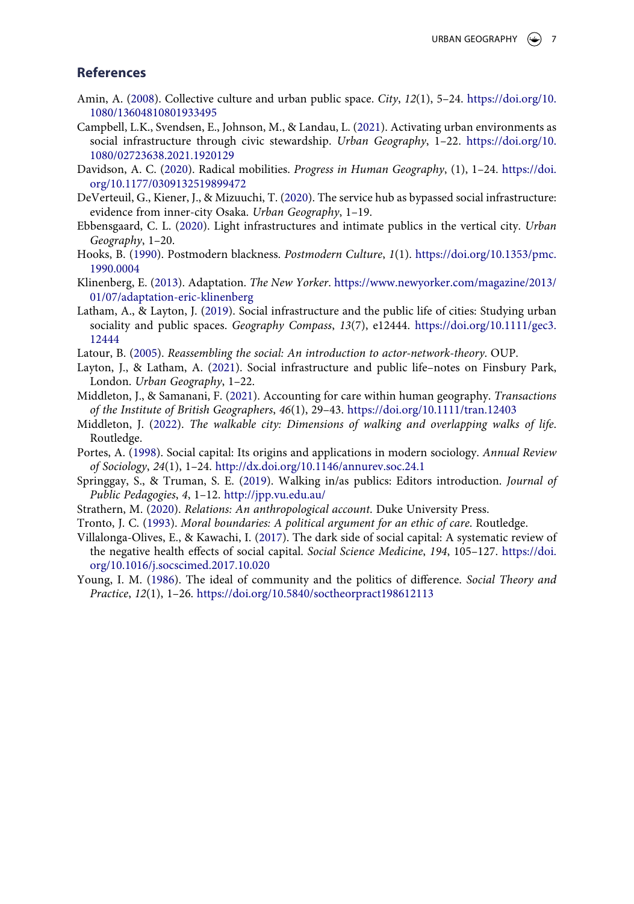## References

Amin, A. (2008). Collective culture and urban public space. *City*, *12*(1), 5–24. https://doi.org/10.1080/13604810801933495

Campbell, L.K., Svendsen, E., Johnson, M., & Landau, L. (2021). Activating urban environments as social infrastructure through civic stewardship. *Urban Geography*, 1–22. https://doi.org/10.1080/02723638.2021.1920129

Davidson, A. C. (2020). Radical mobilities. *Progress in Human Geography*, (1), 1–24. https://doi.org/10.1177/0309132519899472

DeVerteuil, G., Kiener, J., & Mizuuchi, T. (2020). The service hub as bypassed social infrastructure: evidence from inner-city Osaka. *Urban Geography*, 1–19.

Ebbensgaard, C. L. (2020). Light infrastructures and intimate publics in the vertical city. *Urban Geography*, 1–20.

Hooks, B. (1990). Postmodern blackness. *Postmodern Culture*, *1*(1). https://doi.org/10.1353/pmc.1990.0004

Klinenberg, E. (2013). Adaptation. *The New Yorker*. https://www.newyorker.com/magazine/2013/01/07/adaptation-eric-klinenberg

Latham, A., & Layton, J. (2019). Social infrastructure and the public life of cities: Studying urban sociality and public spaces. *Geography Compass*, *13*(7), e12444. https://doi.org/10.1111/gec3.12444

Latour, B. (2005). *Reassembling the social: An introduction to actor-network-theory*. OUP.

Layton, J., & Latham, A. (2021). Social infrastructure and public life–notes on Finsbury Park, London. *Urban Geography*, 1–22.

Middleton, J., & Samanani, F. (2021). Accounting for care within human geography. *Transactions of the Institute of British Geographers*, *46*(1), 29–43. https://doi.org/10.1111/tran.12403

Middleton, J. (2022). *The walkable city: Dimensions of walking and overlapping walks of life.* Routledge.

Portes, A. (1998). Social capital: Its origins and applications in modern sociology. *Annual Review of Sociology*, *24*(1), 1–24. http://dx.doi.org/10.1146/annurev.soc.24.1

Springgay, S., & Truman, S. E. (2019). Walking in/as publics: Editors introduction. *Journal of Public Pedagogies*, *4*, 1–12. http://jpp.vu.edu.au/

Strathern, M. (2020). *Relations: An anthropological account.* Duke University Press.

Tronto, J. C. (1993). *Moral boundaries: A political argument for an ethic of care.* Routledge.

Villalonga-Olives, E., & Kawachi, I. (2017). The dark side of social capital: A systematic review of the negative health effects of social capital. *Social Science Medicine*, *194*, 105–127. https://doi.org/10.1016/j.socscimed.2017.10.020

Young, I. M. (1986). The ideal of community and the politics of difference. *Social Theory and Practice*, *12*(1), 1–26. https://doi.org/10.5840/soctheorpract198612113